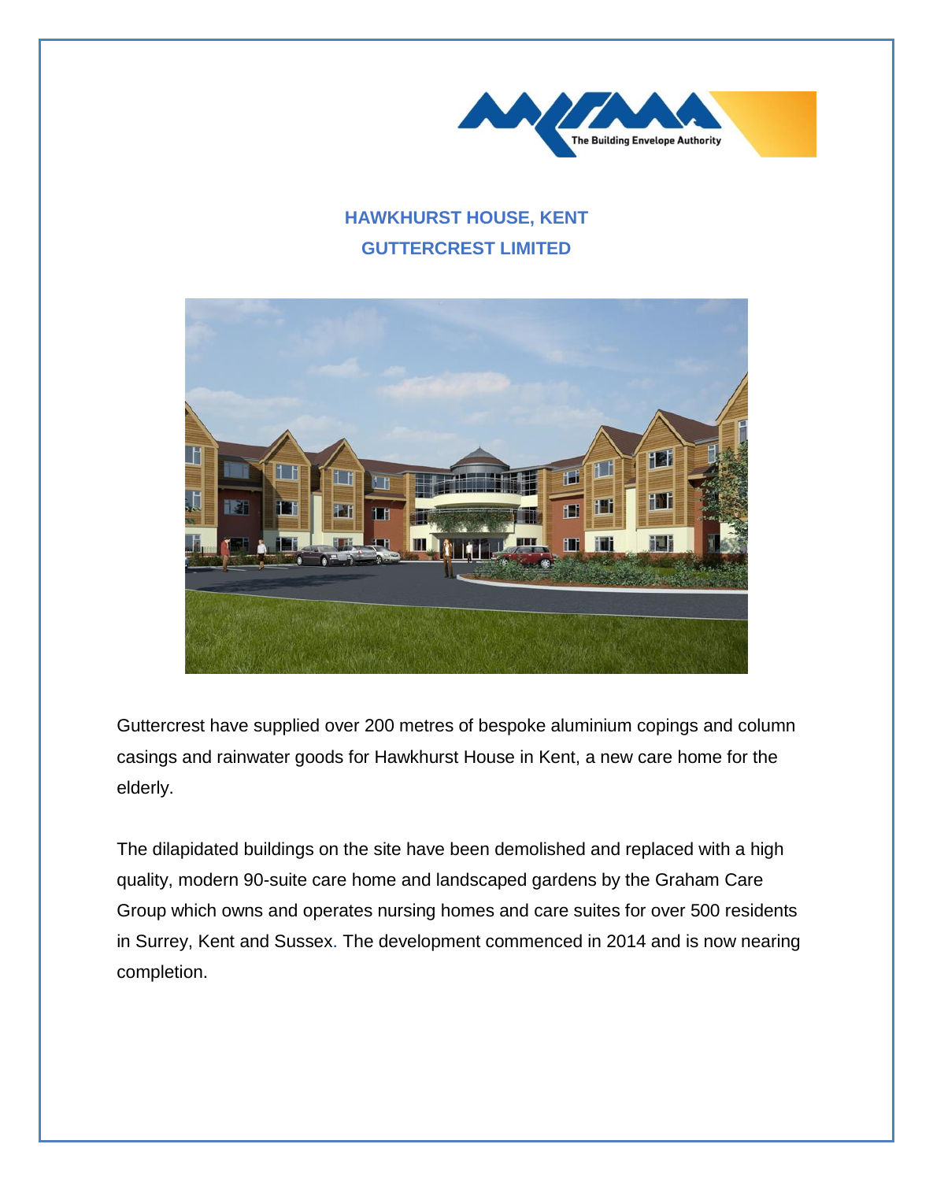The Building Envelope Authority

# HAWKHURST HOUSE, KENT

## GUTTERCREST LIMITED

Guttercrest have supplied over 200 metres of bespoke aluminium copings and column casings and rainwater goods for Hawkhurst House in Kent, a new care home for the elderly.

The dilapidated buildings on the site have been demolished and replaced with a high quality, modern 90-suite care home and landscaped gardens by the Graham Care Group which owns and operates nursing homes and care suites for over 500 residents in Surrey, Kent and Sussex. The development commenced in 2014 and is now nearing completion.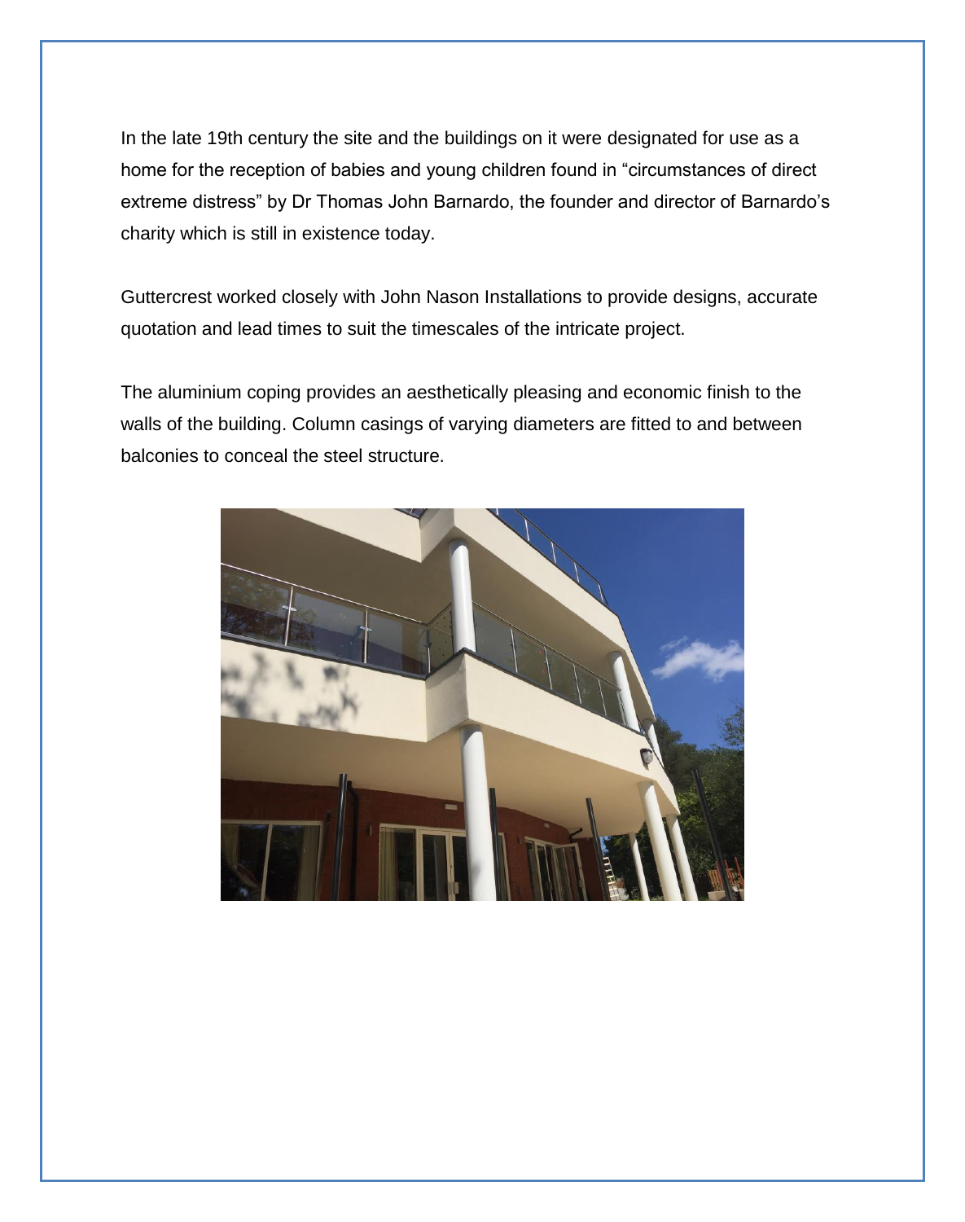In the late 19th century the site and the buildings on it were designated for use as a home for the reception of babies and young children found in "circumstances of direct extreme distress" by Dr Thomas John Barnardo, the founder and director of Barnardo's charity which is still in existence today.

Guttercrest worked closely with John Nason Installations to provide designs, accurate quotation and lead times to suit the timescales of the intricate project.

The aluminium coping provides an aesthetically pleasing and economic finish to the walls of the building. Column casings of varying diameters are fitted to and between balconies to conceal the steel structure.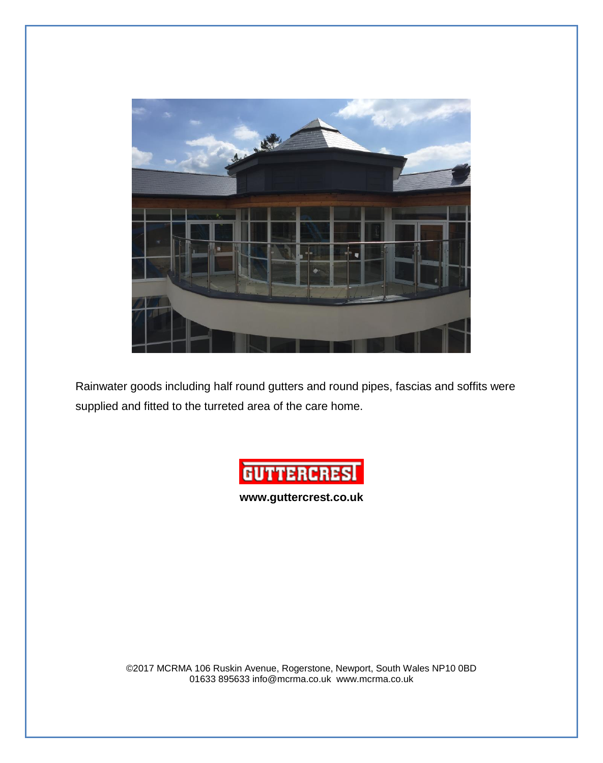Rainwater goods including half round gutters and round pipes, fascias and soffits were supplied and fitted to the turreted area of the care home.

GUTTERCREST

**www.guttercrest.co.uk**

©2017 MCRMA 106 Ruskin Avenue, Rogerstone, Newport, South Wales NP10 0BD
01633 895633 info@mcrma.co.uk www.mcrma.co.uk